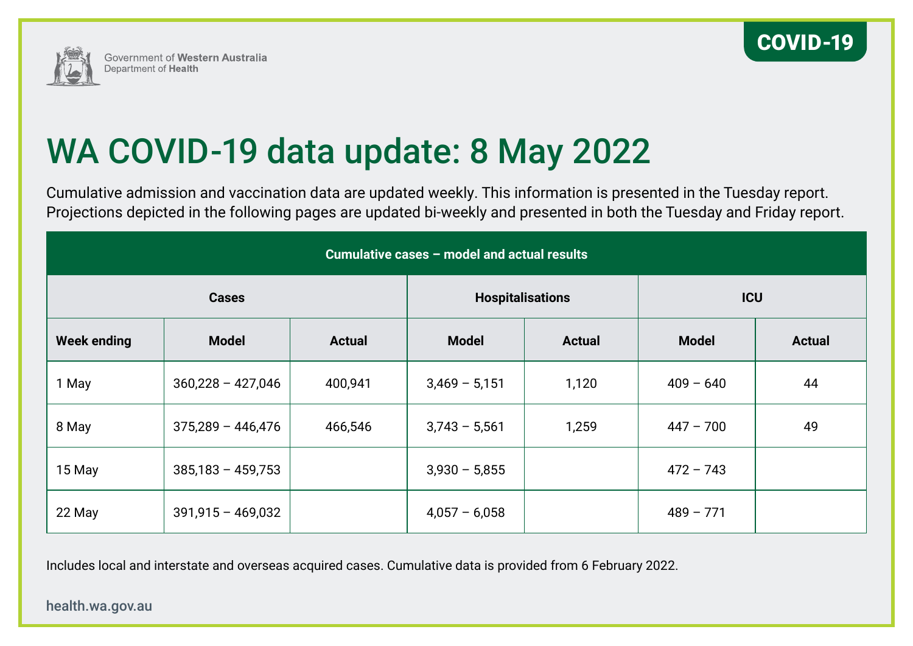Government of Western Australia
Department of Health

COVID-19

# WA COVID-19 data update: 8 May 2022

Cumulative admission and vaccination data are updated weekly. This information is presented in the Tuesday report. Projections depicted in the following pages are updated bi-weekly and presented in both the Tuesday and Friday report.

| Cumulative cases – model and actual results | | | | | | |
|---|---|---|---|---|---|---|
| | Cases | | Hospitalisations | | ICU | |
| **Week ending** | **Model** | **Actual** | **Model** | **Actual** | **Model** | **Actual** |
| 1 May | 360,228 – 427,046 | 400,941 | 3,469 – 5,151 | 1,120 | 409 – 640 | 44 |
| 8 May | 375,289 – 446,476 | 466,546 | 3,743 – 5,561 | 1,259 | 447 – 700 | 49 |
| 15 May | 385,183 – 459,753 | | 3,930 – 5,855 | | 472 – 743 | |
| 22 May | 391,915 – 469,032 | | 4,057 – 6,058 | | 489 – 771 | |

Includes local and interstate and overseas acquired cases. Cumulative data is provided from 6 February 2022.

health.wa.gov.au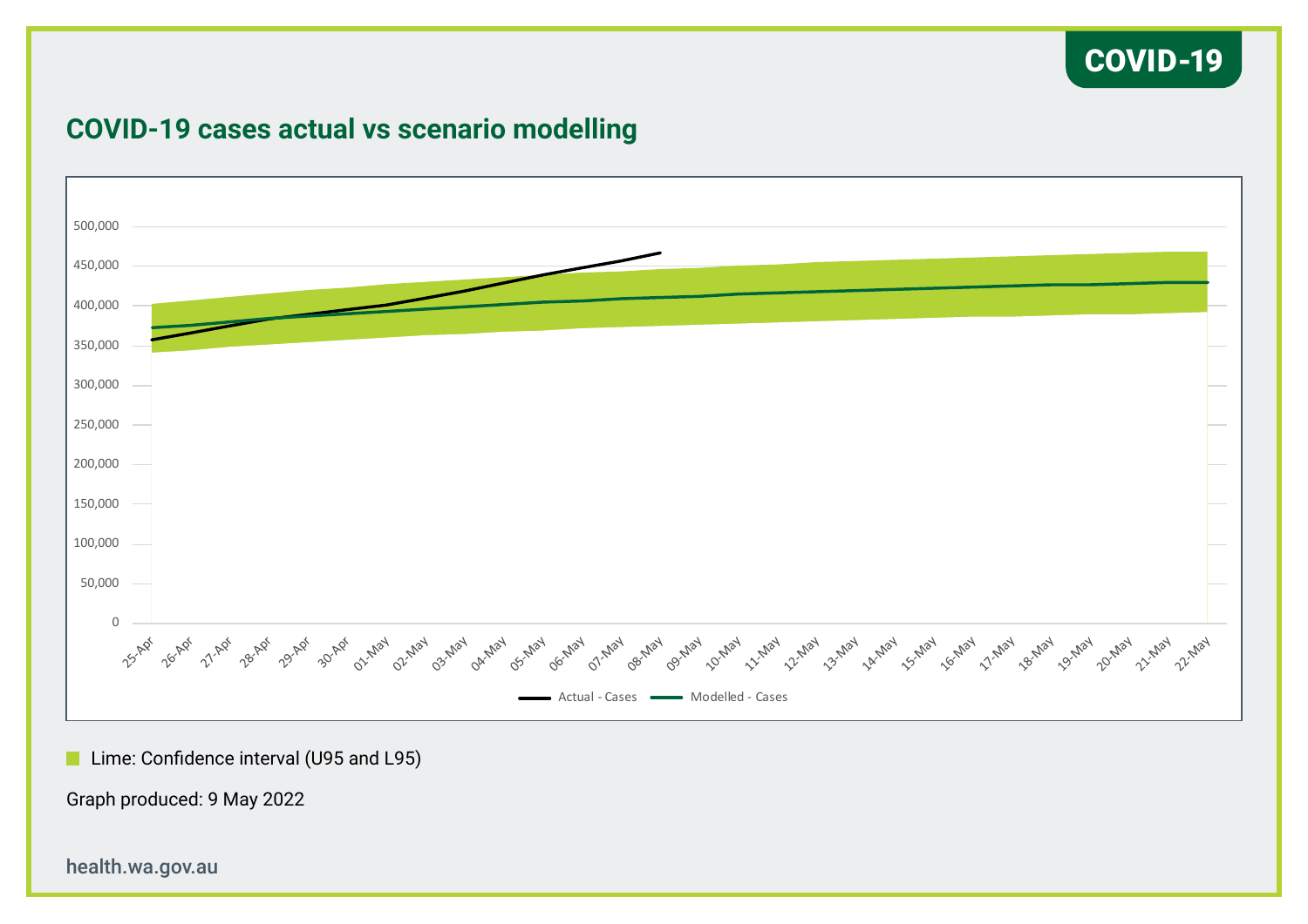COVID-19

## COVID-19 cases actual vs scenario modelling

Lime: Confidence interval (U95 and L95)

Graph produced: 9 May 2022

health.wa.gov.au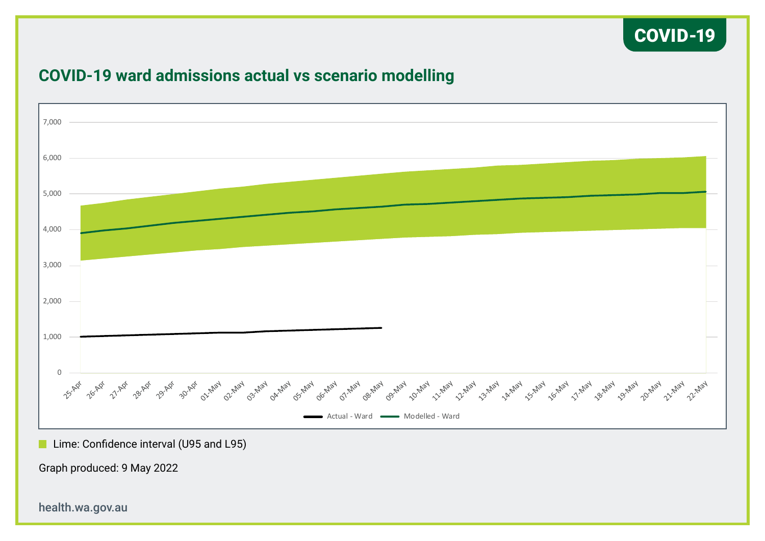COVID-19

## COVID-19 ward admissions actual vs scenario modelling

7,000
6,000
5,000
4,000
3,000
2,000
1,000
0

25-Apr 26-Apr 27-Apr 28-Apr 29-Apr 30-Apr 01-May 02-May 03-May 04-May 05-May 06-May 07-May 08-May 09-May 10-May 11-May 12-May 13-May 14-May 15-May 16-May 17-May 18-May 19-May 20-May 21-May 22-May

Actual - Ward    Modelled - Ward

Lime: Confidence interval (U95 and L95)

Graph produced: 9 May 2022

health.wa.gov.au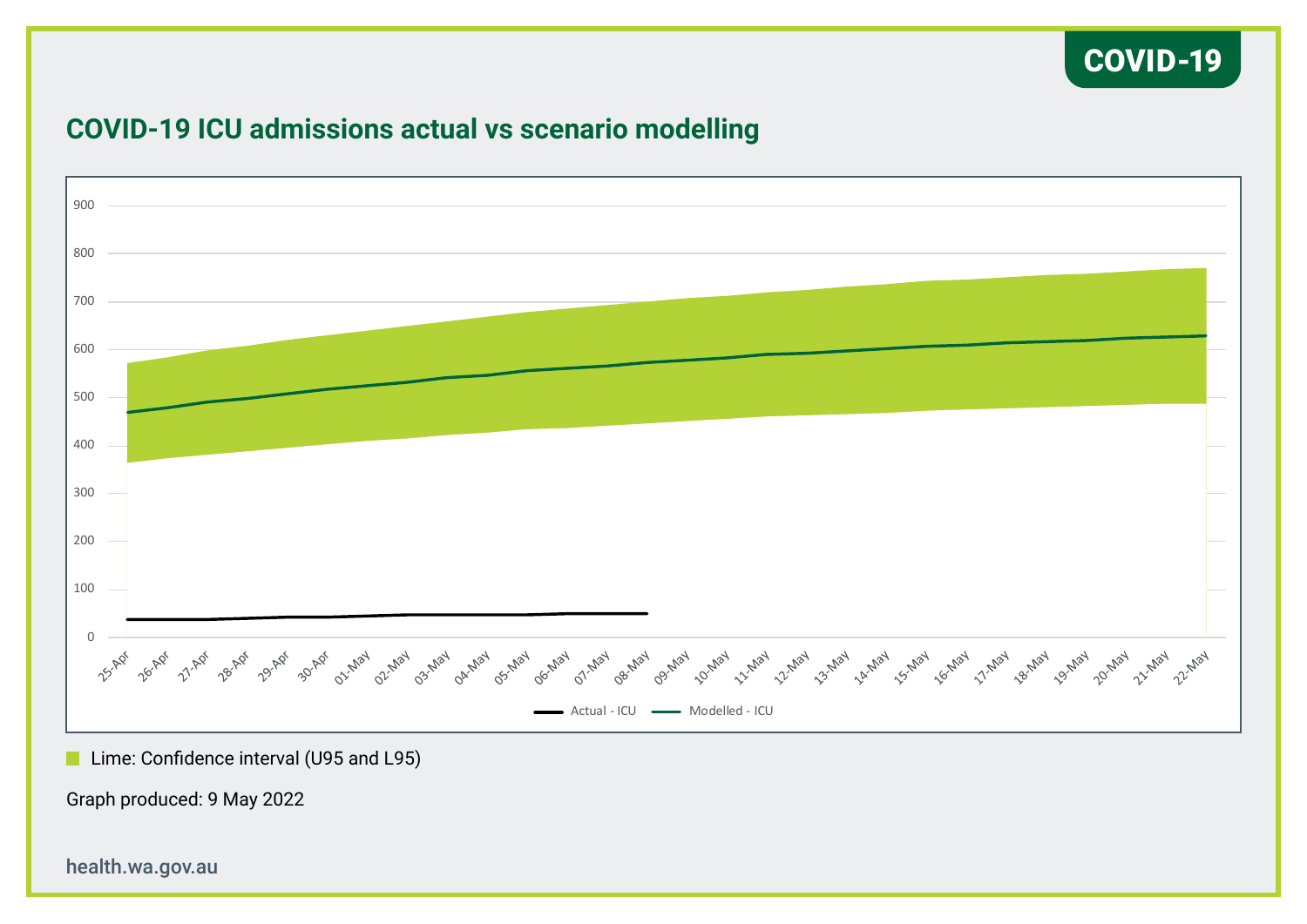## COVID-19 ICU admissions actual vs scenario modelling

■ Lime: Confidence interval (U95 and L95)

Graph produced: 9 May 2022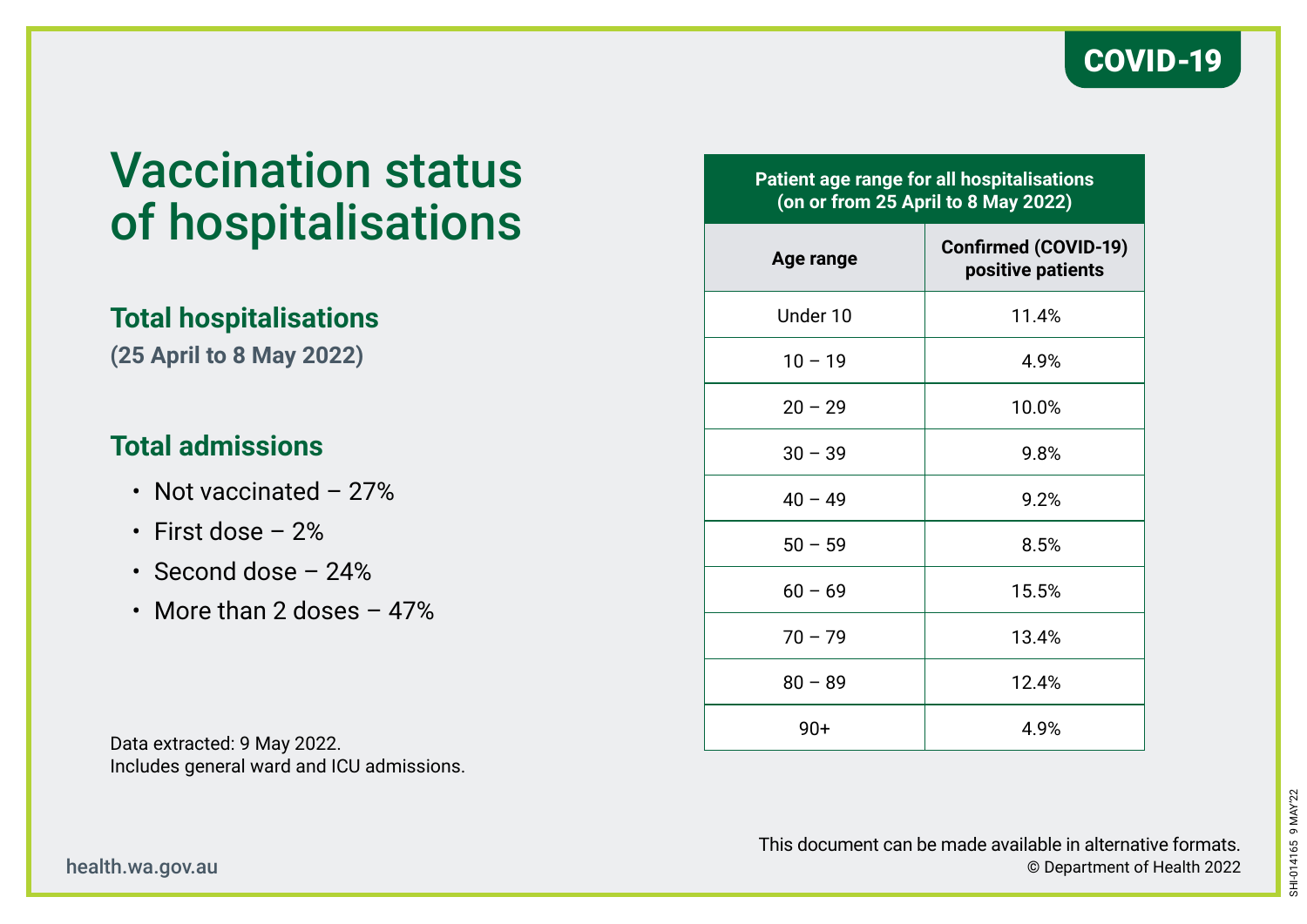COVID-19

# Vaccination status of hospitalisations

## Total hospitalisations

**(25 April to 8 May 2022)**

## Total admissions

- Not vaccinated – 27%
- First dose – 2%
- Second dose – 24%
- More than 2 doses – 47%

Data extracted: 9 May 2022.
Includes general ward and ICU admissions.

| Patient age range for all hospitalisations (on or from 25 April to 8 May 2022) | |
|---|---|
| **Age range** | **Confirmed (COVID-19) positive patients** |
| Under 10 | 11.4% |
| 10 – 19 | 4.9% |
| 20 – 29 | 10.0% |
| 30 – 39 | 9.8% |
| 40 – 49 | 9.2% |
| 50 – 59 | 8.5% |
| 60 – 69 | 15.5% |
| 70 – 79 | 13.4% |
| 80 – 89 | 12.4% |
| 90+ | 4.9% |

health.wa.gov.au

This document can be made available in alternative formats.
© Department of Health 2022

SHI-014165 9 MAY'22